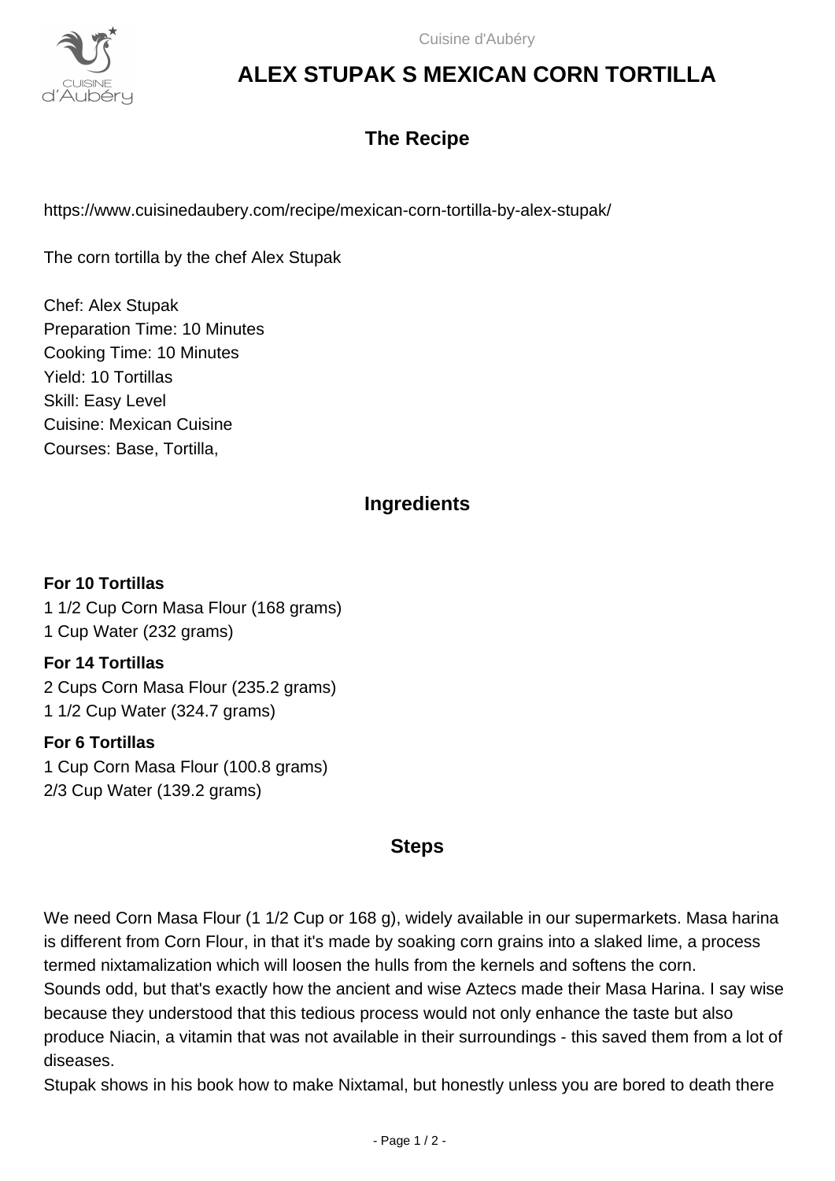# ALEX STUPAK S MEXICAN CORN TORTILLA

## The Recipe

https://www.cuisinedaubery.com/recipe/mexican-corn-tortilla-by-alex-stupak/

The corn tortilla by the chef Alex Stupak

Chef: Alex Stupak
Preparation Time: 10 Minutes
Cooking Time: 10 Minutes
Yield: 10 Tortillas
Skill: Easy Level
Cuisine: Mexican Cuisine
Courses: Base, Tortilla,

## Ingredients

**For 10 Tortillas**
1 1/2 Cup Corn Masa Flour (168 grams)
1 Cup Water (232 grams)

**For 14 Tortillas**
2 Cups Corn Masa Flour (235.2 grams)
1 1/2 Cup Water (324.7 grams)

**For 6 Tortillas**
1 Cup Corn Masa Flour (100.8 grams)
2/3 Cup Water (139.2 grams)

## Steps

We need Corn Masa Flour (1 1/2 Cup or 168 g), widely available in our supermarkets. Masa harina is different from Corn Flour, in that it's made by soaking corn grains into a slaked lime, a process termed nixtamalization which will loosen the hulls from the kernels and softens the corn.
Sounds odd, but that's exactly how the ancient and wise Aztecs made their Masa Harina. I say wise because they understood that this tedious process would not only enhance the taste but also produce Niacin, a vitamin that was not available in their surroundings - this saved them from a lot of diseases.
Stupak shows in his book how to make Nixtamal, but honestly unless you are bored to death there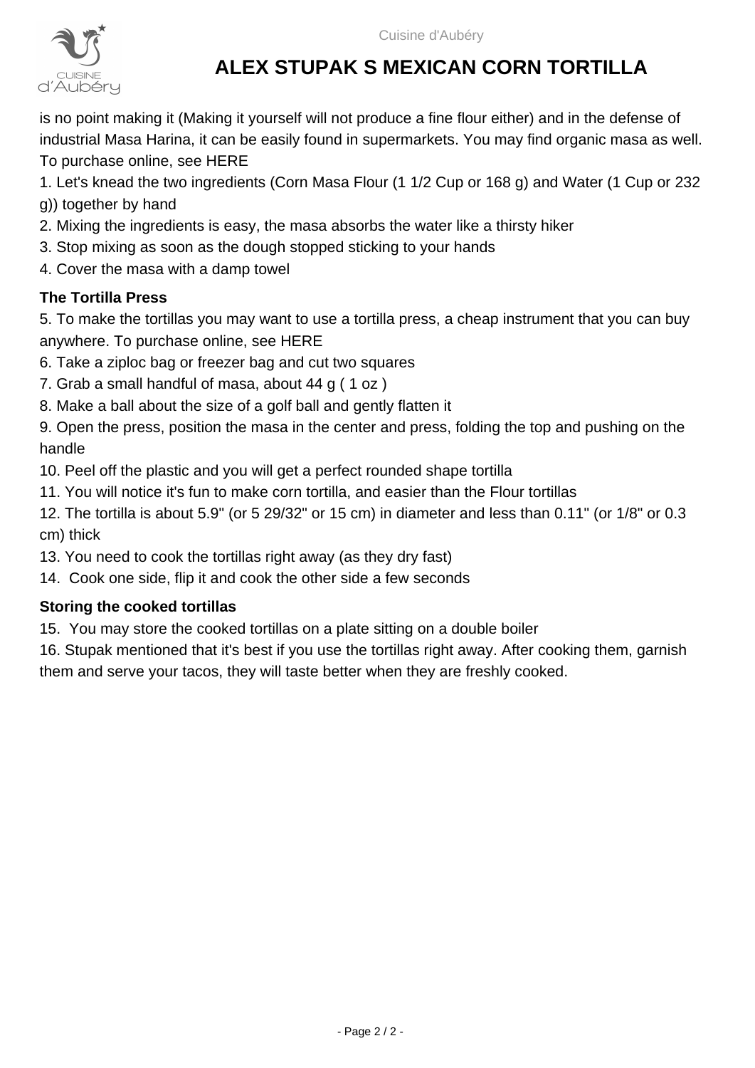is no point making it (Making it yourself will not produce a fine flour either) and in the defense of industrial Masa Harina, it can be easily found in supermarkets. You may find organic masa as well. To purchase online, see HERE

1. Let's knead the two ingredients (Corn Masa Flour (1 1/2 Cup or 168 g) and Water (1 Cup or 232 g)) together by hand
2. Mixing the ingredients is easy, the masa absorbs the water like a thirsty hiker
3. Stop mixing as soon as the dough stopped sticking to your hands
4. Cover the masa with a damp towel

**The Tortilla Press**

5. To make the tortillas you may want to use a tortilla press, a cheap instrument that you can buy anywhere. To purchase online, see HERE
6. Take a ziploc bag or freezer bag and cut two squares
7. Grab a small handful of masa, about 44 g ( 1 oz )
8. Make a ball about the size of a golf ball and gently flatten it
9. Open the press, position the masa in the center and press, folding the top and pushing on the handle
10. Peel off the plastic and you will get a perfect rounded shape tortilla
11. You will notice it's fun to make corn tortilla, and easier than the Flour tortillas
12. The tortilla is about 5.9" (or 5 29/32" or 15 cm) in diameter and less than 0.11" (or 1/8" or 0.3 cm) thick
13. You need to cook the tortillas right away (as they dry fast)
14. Cook one side, flip it and cook the other side a few seconds

**Storing the cooked tortillas**

15. You may store the cooked tortillas on a plate sitting on a double boiler
16. Stupak mentioned that it's best if you use the tortillas right away. After cooking them, garnish them and serve your tacos, they will taste better when they are freshly cooked.